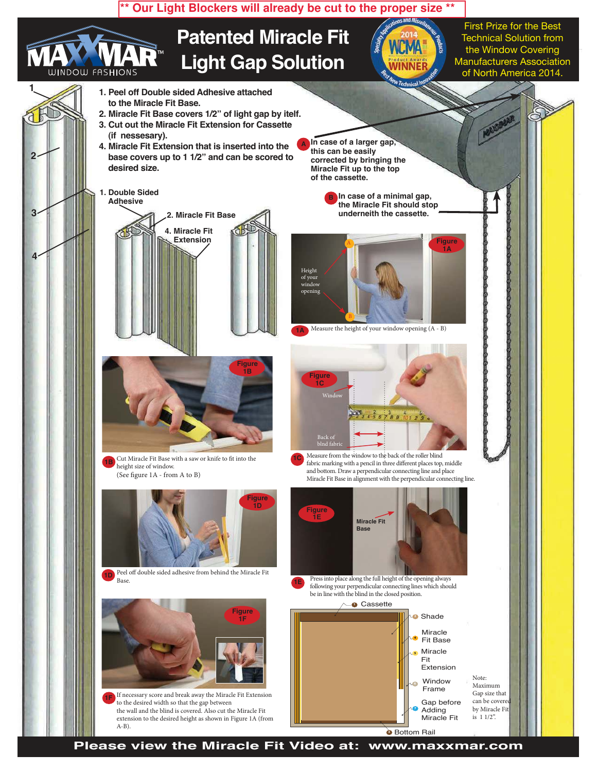** Our Light Blockers will already be cut to the proper size **

MAXXMAR WINDOW FASHIONS

# Patented Miracle Fit Light Gap Solution

2014 WCMA Product Awards WINNER — Specialty Applications and Miscellaneous Products — Best New Technical Innovation

First Prize for the Best Technical Solution from the Window Covering Manufacturers Association of North America 2014.

1. Peel off Double sided Adhesive attached to the Miracle Fit Base.
2. Miracle Fit Base covers 1/2" of light gap by itelf.
3. Cut out the Miracle Fit Extension for Cassette (if nessesary).
4. Miracle Fit Extension that is inserted into the base covers up to 1 1/2" and can be scored to desired size.

**A** In case of a larger gap, this can be easily corrected by bringing the Miracle Fit up to the top of the cassette.

**B** In case of a minimal gap, the Miracle Fit should stop underneith the cassette.

1. Double Sided Adhesive
2. Miracle Fit Base
4. Miracle Fit Extension

Figure 1A — Height of your window opening

**1A** Measure the height of your window opening (A - B)

Figure 1B

**1B** Cut Miracle Fit Base with a saw or knife to fit into the height size of window. (See figure 1A - from A to B)

Figure 1C — Window; Back of blnd fabric

**1C** Measure from the window to the back of the roller blind fabric marking with a pencil in three different places top, middle and bottom. Draw a perpendicular connecting line and place Miracle Fit Base in alignment with the perpendicular connecting line.

Figure 1D

**1D** Peel off double sided adhesive from behind the Miracle Fit Base.

Figure 1E — Miracle Fit Base

**1E** Press into place along the full height of the opening always following your perpendicular connecting lines which should be in line with the blind in the closed position.

Figure 1F

**1F** If necessary score and break away the Miracle Fit Extension to the desired width so that the gap between the wall and the blind is covered. Also cut the Miracle Fit extension to the desired height as shown in Figure 1A (from A-B).

1. Cassette
2. Shade
3. Bottom Rail
4. Miracle Fit Base
5. Miracle Fit Extension
6. Window Frame
7. Gap before Adding Miracle Fit

Note: Maximum Gap size that can be covered by Miracle Fit is 1 1/2".

**Please view the Miracle Fit Video at: www.maxxmar.com**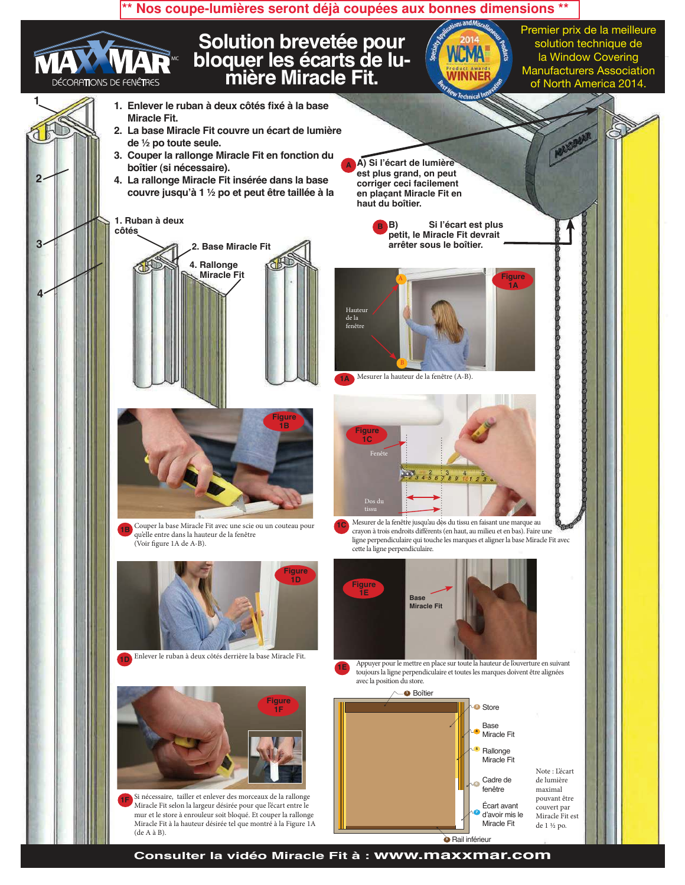** Nos coupe-lumières seront déjà coupées aux bonnes dimensions **

# Solution brevetée pour bloquer les écarts de lumière Miracle Fit.

Premier prix de la meilleure solution technique de la Window Covering Manufacturers Association of North America 2014.

1. Enlever le ruban à deux côtés fixé à la base Miracle Fit.
2. La base Miracle Fit couvre un écart de lumière de ½ po toute seule.
3. Couper la rallonge Miracle Fit en fonction du boîtier (si nécessaire).
4. La rallonge Miracle Fit insérée dans la base couvre jusqu'à 1 ½ po et peut être taillée à la

1. Ruban à deux côtés

2. Base Miracle Fit

4. Rallonge Miracle Fit

A) Si l'écart de lumière est plus grand, on peut corriger ceci facilement en plaçant Miracle Fit en haut du boîtier.

B) Si l'écart est plus petit, le Miracle Fit devrait arrêter sous le boîtier.

Figure 1A

Hauteur de la fenêtre

1A Mesurer la hauteur de la fenêtre (A-B).

Figure 1B

1B Couper la base Miracle Fit avec une scie ou un couteau pour qu'elle entre dans la hauteur de la fenêtre (Voir figure 1A de A-B).

Figure 1C

Fenêtre

Dos du tissu

1C Mesurer de la fenêtre jusqu'au dos du tissu en faisant une marque au crayon à trois endroits différents (en haut, au milieu et en bas). Faire une ligne perpendiculaire qui touche les marques et aligner la base Miracle Fit avec cette la ligne perpendiculaire.

Figure 1D

1D Enlever le ruban à deux côtés derrière la base Miracle Fit.

Figure 1E

Base Miracle Fit

1E Appuyer pour le mettre en place sur toute la hauteur de l'ouverture en suivant toujours la ligne perpendiculaire et toutes les marques doivent être alignées avec la position du store.

Figure 1F

1F Si nécessaire, tailler et enlever des morceaux de la rallonge Miracle Fit selon la largeur désirée pour que l'écart entre le mur et le store à enrouleur soit bloqué. Et couper la rallonge Miracle Fit à la hauteur désirée tel que montré à la Figure 1A (de A à B).

1. Boîtier
2. Store
4. Base Miracle Fit
5. Rallonge Miracle Fit
6. Cadre de fenêtre
7. Écart avant d'avoir mis le Miracle Fit
8. Rail inférieur

Note : L'écart de lumière maximal pouvant être couvert par Miracle Fit est de 1 ½ po.

Consulter la vidéo Miracle Fit à : www.maxxmar.com